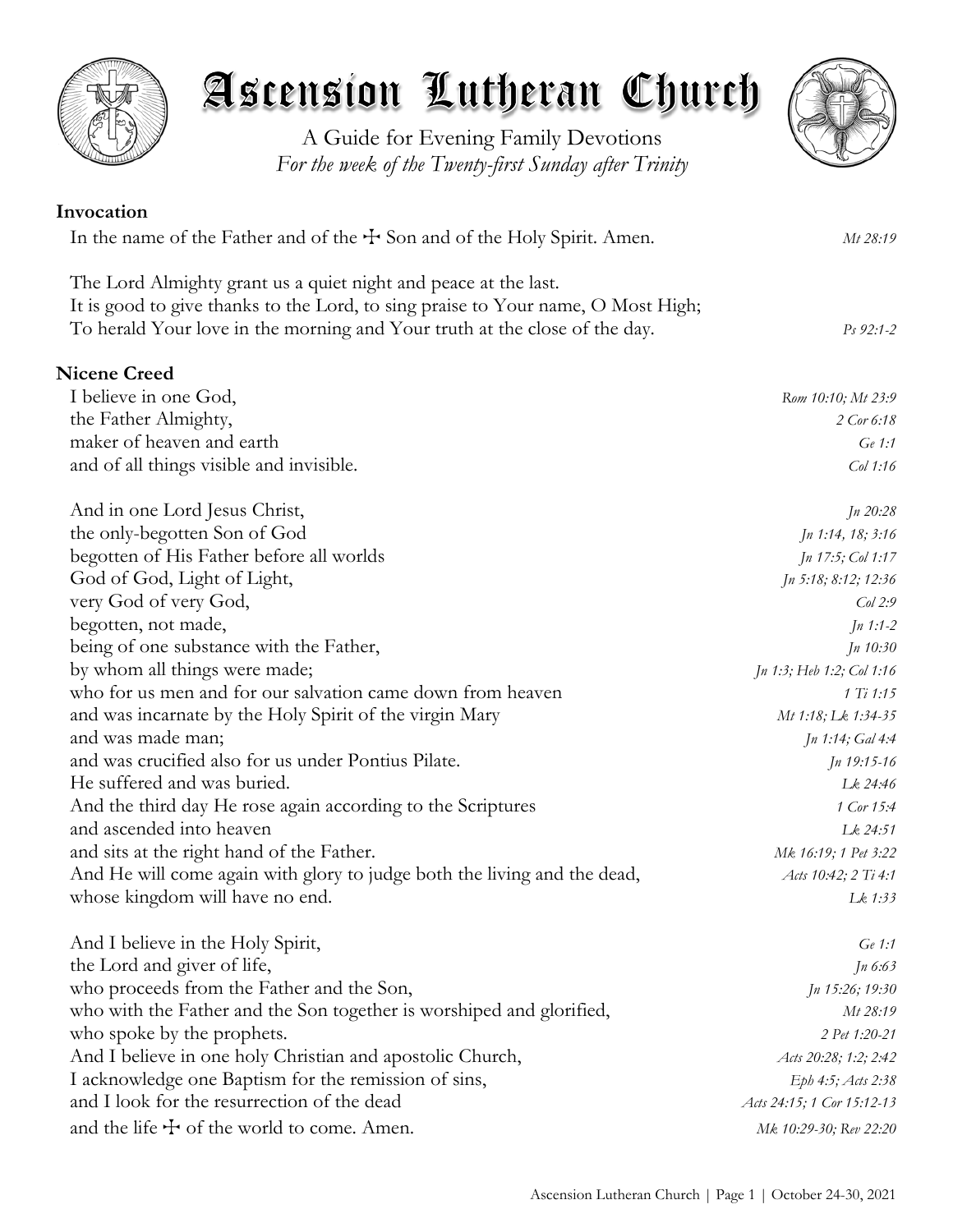# Ascension Lutheran Church

A Guide for Evening Family Devotions

*For the week of the Twenty-first Sunday after Trinity*

## Invocation

In the name of the Father and of the ☩ Son and of the Holy Spirit. Amen. *Mt 28:19*

The Lord Almighty grant us a quiet night and peace at the last.
It is good to give thanks to the Lord, to sing praise to Your name, O Most High;
To herald Your love in the morning and Your truth at the close of the day. *Ps 92:1-2*

## Nicene Creed

I believe in one God, *Rom 10:10; Mt 23:9*
the Father Almighty, *2 Cor 6:18*
maker of heaven and earth *Ge 1:1*
and of all things visible and invisible. *Col 1:16*

And in one Lord Jesus Christ, *Jn 20:28*
the only-begotten Son of God *Jn 1:14, 18; 3:16*
begotten of His Father before all worlds *Jn 17:5; Col 1:17*
God of God, Light of Light, *Jn 5:18; 8:12; 12:36*
very God of very God, *Col 2:9*
begotten, not made, *Jn 1:1-2*
being of one substance with the Father, *Jn 10:30*
by whom all things were made; *Jn 1:3; Heb 1:2; Col 1:16*
who for us men and for our salvation came down from heaven *1 Ti 1:15*
and was incarnate by the Holy Spirit of the virgin Mary *Mt 1:18; Lk 1:34-35*
and was made man; *Jn 1:14; Gal 4:4*
and was crucified also for us under Pontius Pilate. *Jn 19:15-16*
He suffered and was buried. *Lk 24:46*
And the third day He rose again according to the Scriptures *1 Cor 15:4*
and ascended into heaven *Lk 24:51*
and sits at the right hand of the Father. *Mk 16:19; 1 Pet 3:22*
And He will come again with glory to judge both the living and the dead, *Acts 10:42; 2 Ti 4:1*
whose kingdom will have no end. *Lk 1:33*

And I believe in the Holy Spirit, *Ge 1:1*
the Lord and giver of life, *Jn 6:63*
who proceeds from the Father and the Son, *Jn 15:26; 19:30*
who with the Father and the Son together is worshiped and glorified, *Mt 28:19*
who spoke by the prophets. *2 Pet 1:20-21*
And I believe in one holy Christian and apostolic Church, *Acts 20:28; 1:2; 2:42*
I acknowledge one Baptism for the remission of sins, *Eph 4:5; Acts 2:38*
and I look for the resurrection of the dead *Acts 24:15; 1 Cor 15:12-13*
and the life ☩ of the world to come. Amen. *Mk 10:29-30; Rev 22:20*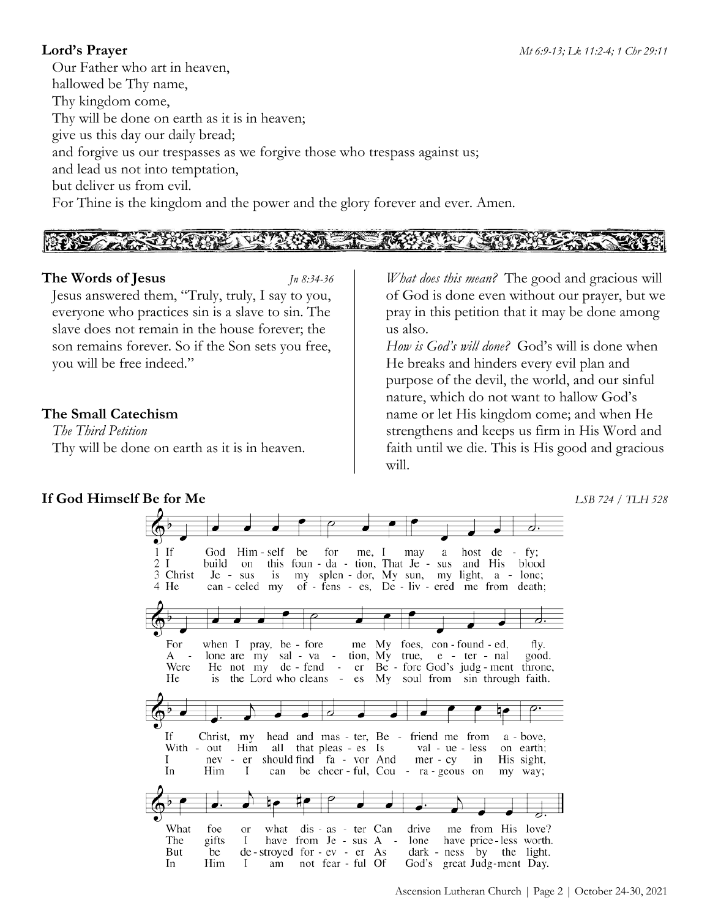**Lord's Prayer** *Mt 6:9-13; Lk 11:2-4; 1 Chr 29:11*

Our Father who art in heaven,
hallowed be Thy name,
Thy kingdom come,
Thy will be done on earth as it is in heaven;
give us this day our daily bread;
and forgive us our trespasses as we forgive those who trespass against us;
and lead us not into temptation,
but deliver us from evil.
For Thine is the kingdom and the power and the glory forever and ever. Amen.

**The Words of Jesus** *Jn 8:34-36*

Jesus answered them, "Truly, truly, I say to you, everyone who practices sin is a slave to sin. The slave does not remain in the house forever; the son remains forever. So if the Son sets you free, you will be free indeed."

**The Small Catechism**

*The Third Petition*

Thy will be done on earth as it is in heaven.

*What does this mean?* The good and gracious will of God is done even without our prayer, but we pray in this petition that it may be done among us also.

*How is God's will done?* God's will is done when He breaks and hinders every evil plan and purpose of the devil, the world, and our sinful nature, which do not want to hallow God's name or let His kingdom come; and when He strengthens and keeps us firm in His Word and faith until we die. This is His good and gracious will.

**If God Himself Be for Me** *LSB 724 / TLH 528*

1 If God Himself be for me, I may a host defy; For when I pray, before me My foes, confounded, fly. If Christ, my head and master, Befriend me from above, What foe or what disaster Can drive me from His love?

2 I build on this foundation, That Jesus and His blood Alone are my salvation, My true, eternal good. Without Him all that pleases Is valueless on earth; The gifts I have from Jesus Alone have priceless worth.

3 Christ Jesus is my splendor, My sun, my light, alone; Were He not my defender Before God's judgment throne, I never should find favor And mercy in His sight, But be destroyed forever As darkness by the light.

4 He canceled my offenses, Delivered me from death; He is the Lord who cleanses My soul from sin through faith. In Him I can be cheerful, Courageous on my way; In Him I am not fearful Of God's great Judgment Day.